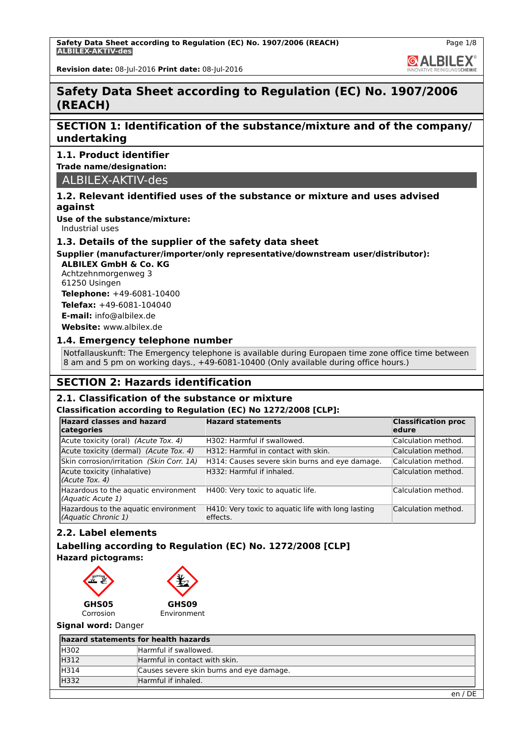# Safety Data Sheet according to Regulation (EC) No. 1907/2006 (REACH)

## SECTION 1: Identification of the substance/mixture and of the company/ undertaking

### 1.1. Product identifier

**Trade name/designation:**

ALBILEX-AKTIV-des

### 1.2. Relevant identified uses of the substance or mixture and uses advised against

**Use of the substance/mixture:**
Industrial uses

### 1.3. Details of the supplier of the safety data sheet

**Supplier (manufacturer/importer/only representative/downstream user/distributor):**

**ALBILEX GmbH & Co. KG**
Achtzehnmorgenweg 3
61250 Usingen
**Telephone:** +49-6081-10400
**Telefax:** +49-6081-104040
**E-mail:** info@albilex.de
**Website:** www.albilex.de

### 1.4. Emergency telephone number

Notfallauskunft: The Emergency telephone is available during Europaen time zone office time between 8 am and 5 pm on working days., +49-6081-10400 (Only available during office hours.)

## SECTION 2: Hazards identification

### 2.1. Classification of the substance or mixture

**Classification according to Regulation (EC) No 1272/2008 [CLP]:**

| Hazard classes and hazard categories | Hazard statements | Classification procedure |
|---|---|---|
| Acute toxicity (oral) *(Acute Tox. 4)* | H302: Harmful if swallowed. | Calculation method. |
| Acute toxicity (dermal) *(Acute Tox. 4)* | H312: Harmful in contact with skin. | Calculation method. |
| Skin corrosion/irritation *(Skin Corr. 1A)* | H314: Causes severe skin burns and eye damage. | Calculation method. |
| Acute toxicity (inhalative) *(Acute Tox. 4)* | H332: Harmful if inhaled. | Calculation method. |
| Hazardous to the aquatic environment *(Aquatic Acute 1)* | H400: Very toxic to aquatic life. | Calculation method. |
| Hazardous to the aquatic environment *(Aquatic Chronic 1)* | H410: Very toxic to aquatic life with long lasting effects. | Calculation method. |

### 2.2. Label elements

### Labelling according to Regulation (EC) No. 1272/2008 [CLP]

**Hazard pictograms:**

**GHS05**
Corrosion

**GHS09**
Environment

**Signal word:** Danger

| hazard statements for health hazards | |
|---|---|
| H302 | Harmful if swallowed. |
| H312 | Harmful in contact with skin. |
| H314 | Causes severe skin burns and eye damage. |
| H332 | Harmful if inhaled. |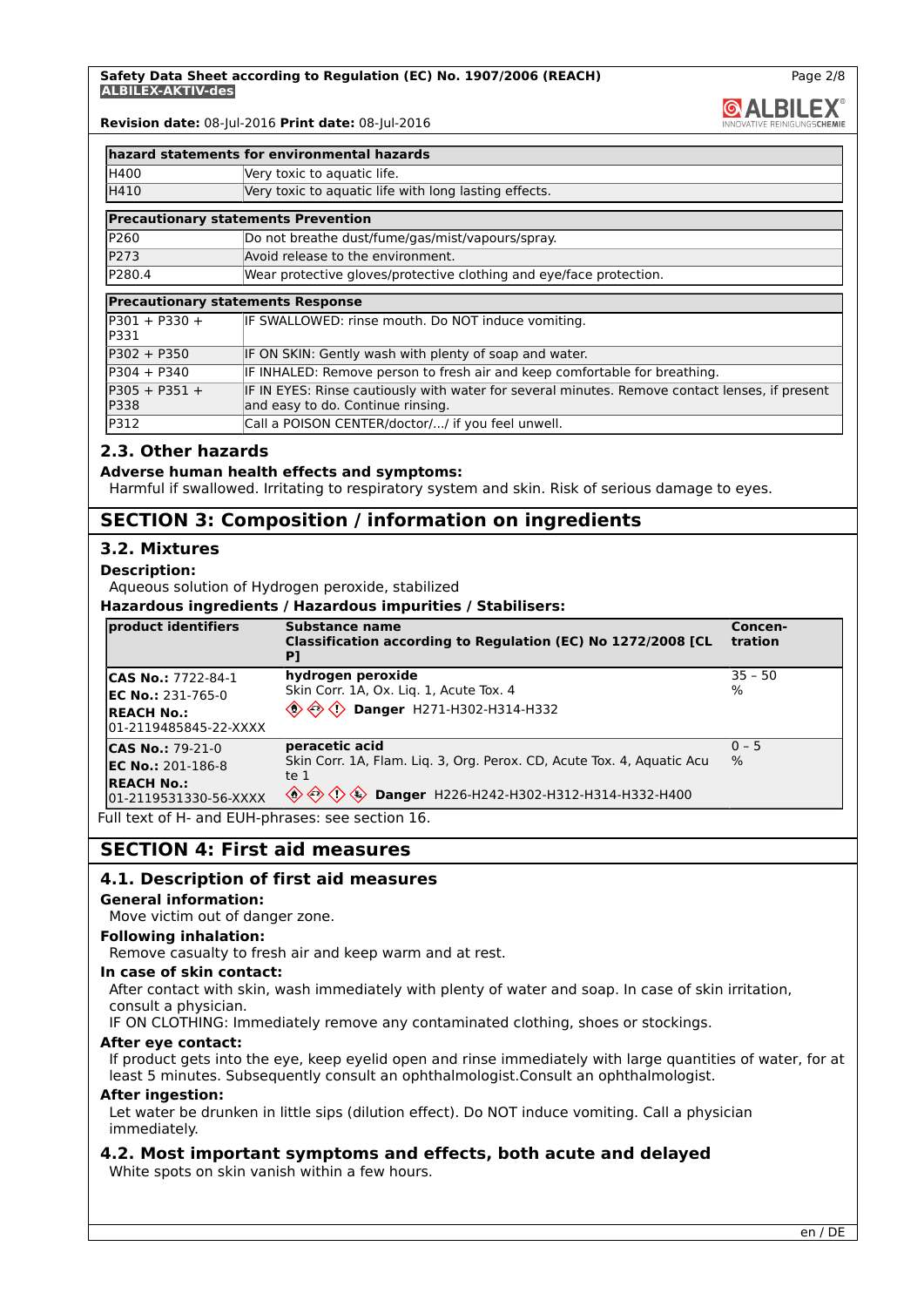| hazard statements for environmental hazards | |
|---|---|
| H400 | Very toxic to aquatic life. |
| H410 | Very toxic to aquatic life with long lasting effects. |

| Precautionary statements Prevention | |
|---|---|
| P260 | Do not breathe dust/fume/gas/mist/vapours/spray. |
| P273 | Avoid release to the environment. |
| P280.4 | Wear protective gloves/protective clothing and eye/face protection. |

| Precautionary statements Response | |
|---|---|
| P301 + P330 + P331 | IF SWALLOWED: rinse mouth. Do NOT induce vomiting. |
| P302 + P350 | IF ON SKIN: Gently wash with plenty of soap and water. |
| P304 + P340 | IF INHALED: Remove person to fresh air and keep comfortable for breathing. |
| P305 + P351 + P338 | IF IN EYES: Rinse cautiously with water for several minutes. Remove contact lenses, if present and easy to do. Continue rinsing. |
| P312 | Call a POISON CENTER/doctor/.../ if you feel unwell. |

### 2.3. Other hazards

**Adverse human health effects and symptoms:**

Harmful if swallowed. Irritating to respiratory system and skin. Risk of serious damage to eyes.

## SECTION 3: Composition / information on ingredients

### 3.2. Mixtures

**Description:**

Aqueous solution of Hydrogen peroxide, stabilized

**Hazardous ingredients / Hazardous impurities / Stabilisers:**

| product identifiers | Substance name<br>Classification according to Regulation (EC) No 1272/2008 [CLP] | Concentration |
|---|---|---|
| **CAS No.:** 7722-84-1<br>**EC No.:** 231-765-0<br>**REACH No.:** 01-2119485845-22-XXXX | **hydrogen peroxide**<br>Skin Corr. 1A, Ox. Liq. 1, Acute Tox. 4<br>**Danger** H271-H302-H314-H332 | 35 – 50 % |
| **CAS No.:** 79-21-0<br>**EC No.:** 201-186-8<br>**REACH No.:** 01-2119531330-56-XXXX | **peracetic acid**<br>Skin Corr. 1A, Flam. Liq. 3, Org. Perox. CD, Acute Tox. 4, Aquatic Acute 1<br>**Danger** H226-H242-H302-H312-H314-H332-H400 | 0 – 5 % |

Full text of H- and EUH-phrases: see section 16.

## SECTION 4: First aid measures

### 4.1. Description of first aid measures

**General information:**

Move victim out of danger zone.

**Following inhalation:**

Remove casualty to fresh air and keep warm and at rest.

**In case of skin contact:**

After contact with skin, wash immediately with plenty of water and soap. In case of skin irritation, consult a physician.

IF ON CLOTHING: Immediately remove any contaminated clothing, shoes or stockings.

**After eye contact:**

If product gets into the eye, keep eyelid open and rinse immediately with large quantities of water, for at least 5 minutes. Subsequently consult an ophthalmologist.Consult an ophthalmologist.

**After ingestion:**

Let water be drunken in little sips (dilution effect). Do NOT induce vomiting. Call a physician immediately.

### 4.2. Most important symptoms and effects, both acute and delayed

White spots on skin vanish within a few hours.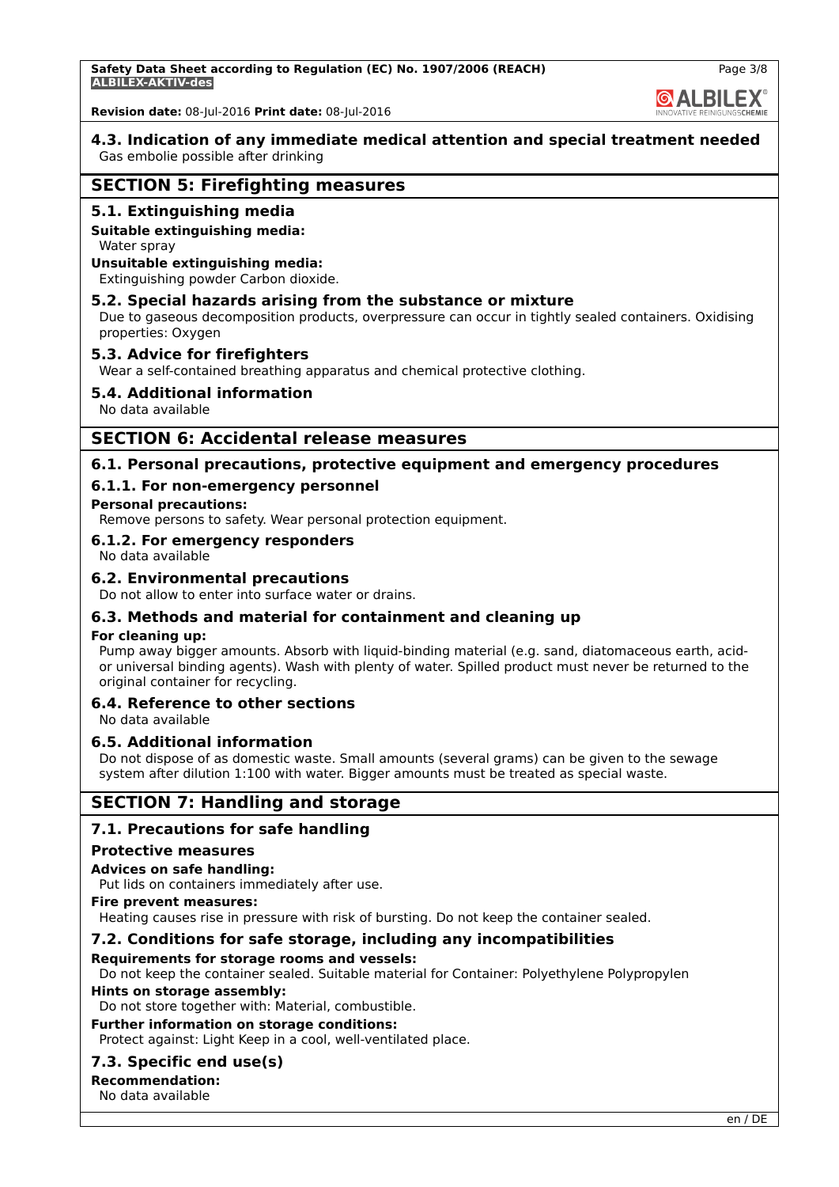## 4.3. Indication of any immediate medical attention and special treatment needed

Gas embolie possible after drinking

# SECTION 5: Firefighting measures

## 5.1. Extinguishing media

**Suitable extinguishing media:**

Water spray

**Unsuitable extinguishing media:**

Extinguishing powder Carbon dioxide.

## 5.2. Special hazards arising from the substance or mixture

Due to gaseous decomposition products, overpressure can occur in tightly sealed containers. Oxidising properties: Oxygen

## 5.3. Advice for firefighters

Wear a self-contained breathing apparatus and chemical protective clothing.

## 5.4. Additional information

No data available

# SECTION 6: Accidental release measures

## 6.1. Personal precautions, protective equipment and emergency procedures

### 6.1.1. For non-emergency personnel

**Personal precautions:**

Remove persons to safety. Wear personal protection equipment.

### 6.1.2. For emergency responders

No data available

## 6.2. Environmental precautions

Do not allow to enter into surface water or drains.

## 6.3. Methods and material for containment and cleaning up

**For cleaning up:**

Pump away bigger amounts. Absorb with liquid-binding material (e.g. sand, diatomaceous earth, acid- or universal binding agents). Wash with plenty of water. Spilled product must never be returned to the original container for recycling.

## 6.4. Reference to other sections

No data available

## 6.5. Additional information

Do not dispose of as domestic waste. Small amounts (several grams) can be given to the sewage system after dilution 1:100 with water. Bigger amounts must be treated as special waste.

# SECTION 7: Handling and storage

## 7.1. Precautions for safe handling

### Protective measures

**Advices on safe handling:**

Put lids on containers immediately after use.

**Fire prevent measures:**

Heating causes rise in pressure with risk of bursting. Do not keep the container sealed.

## 7.2. Conditions for safe storage, including any incompatibilities

**Requirements for storage rooms and vessels:**

Do not keep the container sealed. Suitable material for Container: Polyethylene Polypropylen

**Hints on storage assembly:**

Do not store together with: Material, combustible.

**Further information on storage conditions:**

Protect against: Light Keep in a cool, well-ventilated place.

## 7.3. Specific end use(s)

**Recommendation:**

No data available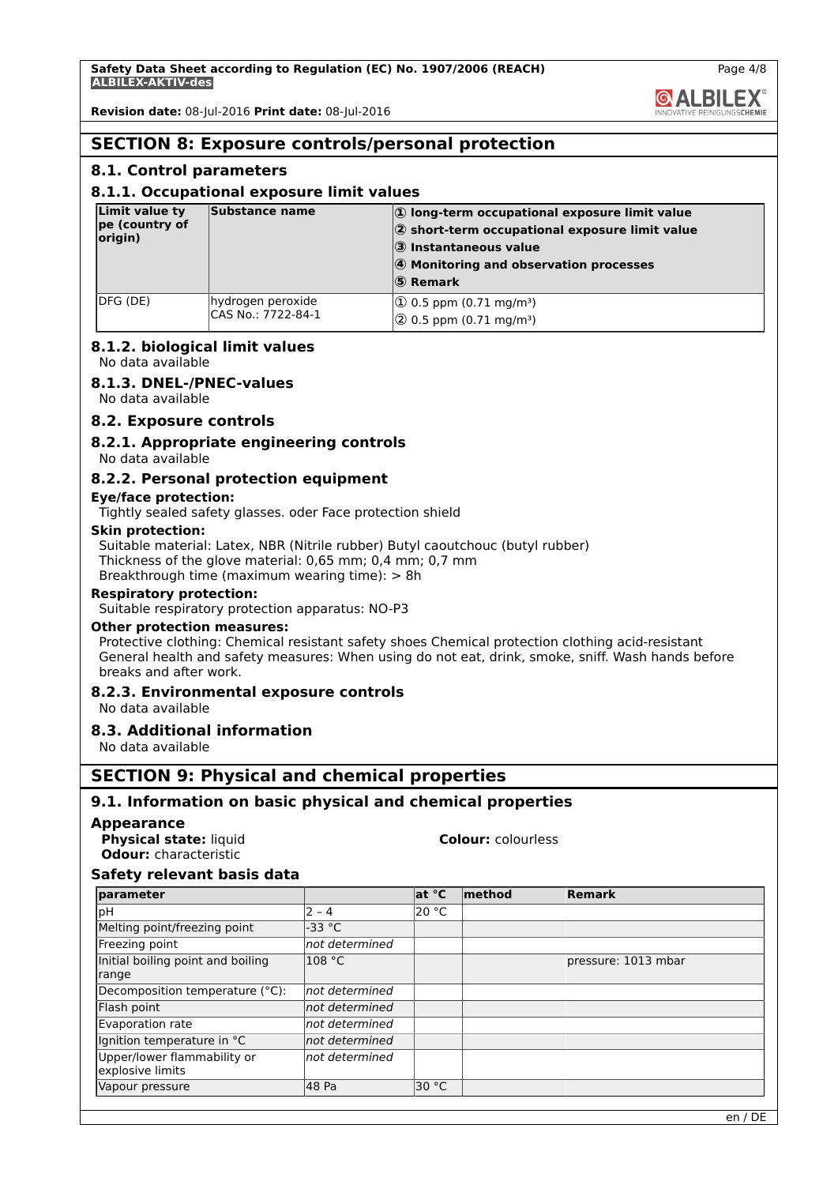## SECTION 8: Exposure controls/personal protection

### 8.1. Control parameters

#### 8.1.1. Occupational exposure limit values

| Limit value type (country of origin) | Substance name | ① long-term occupational exposure limit value<br>② short-term occupational exposure limit value<br>③ Instantaneous value<br>④ Monitoring and observation processes<br>⑤ Remark |
|---|---|---|
| DFG (DE) | hydrogen peroxide<br>CAS No.: 7722-84-1 | ① 0.5 ppm (0.71 mg/m³)<br>② 0.5 ppm (0.71 mg/m³) |

#### 8.1.2. biological limit values

No data available

#### 8.1.3. DNEL-/PNEC-values

No data available

### 8.2. Exposure controls

#### 8.2.1. Appropriate engineering controls

No data available

#### 8.2.2. Personal protection equipment

**Eye/face protection:**

Tightly sealed safety glasses. oder Face protection shield

**Skin protection:**

Suitable material: Latex, NBR (Nitrile rubber) Butyl caoutchouc (butyl rubber)
Thickness of the glove material: 0,65 mm; 0,4 mm; 0,7 mm
Breakthrough time (maximum wearing time): > 8h

**Respiratory protection:**

Suitable respiratory protection apparatus: NO-P3

**Other protection measures:**

Protective clothing: Chemical resistant safety shoes Chemical protection clothing acid-resistant
General health and safety measures: When using do not eat, drink, smoke, sniff. Wash hands before breaks and after work.

#### 8.2.3. Environmental exposure controls

No data available

### 8.3. Additional information

No data available

## SECTION 9: Physical and chemical properties

### 9.1. Information on basic physical and chemical properties

**Appearance**

**Physical state:** liquid
**Colour:** colourless
**Odour:** characteristic

**Safety relevant basis data**

| parameter | | at °C | method | Remark |
|---|---|---|---|---|
| pH | 2 – 4 | 20 °C | | |
| Melting point/freezing point | -33 °C | | | |
| Freezing point | *not determined* | | | |
| Initial boiling point and boiling range | 108 °C | | | pressure: 1013 mbar |
| Decomposition temperature (°C): | *not determined* | | | |
| Flash point | *not determined* | | | |
| Evaporation rate | *not determined* | | | |
| Ignition temperature in °C | *not determined* | | | |
| Upper/lower flammability or explosive limits | *not determined* | | | |
| Vapour pressure | 48 Pa | 30 °C | | |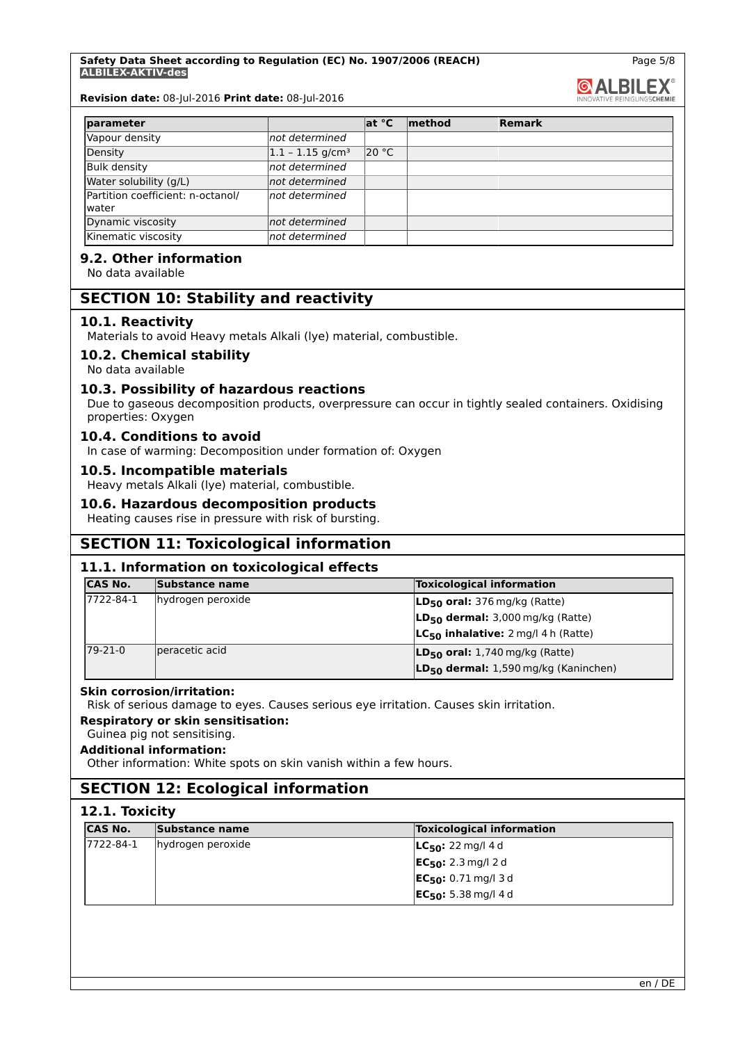| parameter | | at °C | method | Remark |
|---|---|---|---|---|
| Vapour density | *not determined* | | | |
| Density | 1.1 – 1.15 g/cm³ | 20 °C | | |
| Bulk density | *not determined* | | | |
| Water solubility (g/L) | *not determined* | | | |
| Partition coefficient: n-octanol/water | *not determined* | | | |
| Dynamic viscosity | *not determined* | | | |
| Kinematic viscosity | *not determined* | | | |

### 9.2. Other information

No data available

## SECTION 10: Stability and reactivity

### 10.1. Reactivity

Materials to avoid Heavy metals Alkali (lye) material, combustible.

### 10.2. Chemical stability

No data available

### 10.3. Possibility of hazardous reactions

Due to gaseous decomposition products, overpressure can occur in tightly sealed containers. Oxidising properties: Oxygen

### 10.4. Conditions to avoid

In case of warming: Decomposition under formation of: Oxygen

### 10.5. Incompatible materials

Heavy metals Alkali (lye) material, combustible.

### 10.6. Hazardous decomposition products

Heating causes rise in pressure with risk of bursting.

## SECTION 11: Toxicological information

### 11.1. Information on toxicological effects

| CAS No. | Substance name | Toxicological information |
|---|---|---|
| 7722-84-1 | hydrogen peroxide | **$LD_{50}$ oral:** 376 mg/kg (Ratte)<br>**$LD_{50}$ dermal:** 3,000 mg/kg (Ratte)<br>**$LC_{50}$ inhalative:** 2 mg/l 4 h (Ratte) |
| 79-21-0 | peracetic acid | **$LD_{50}$ oral:** 1,740 mg/kg (Ratte)<br>**$LD_{50}$ dermal:** 1,590 mg/kg (Kaninchen) |

**Skin corrosion/irritation:**

Risk of serious damage to eyes. Causes serious eye irritation. Causes skin irritation.

**Respiratory or skin sensitisation:**

Guinea pig not sensitising.

**Additional information:**

Other information: White spots on skin vanish within a few hours.

## SECTION 12: Ecological information

### 12.1. Toxicity

| CAS No. | Substance name | Toxicological information |
|---|---|---|
| 7722-84-1 | hydrogen peroxide | **$LC_{50}$:** 22 mg/l 4 d<br>**$EC_{50}$:** 2.3 mg/l 2 d<br>**$EC_{50}$:** 0.71 mg/l 3 d<br>**$EC_{50}$:** 5.38 mg/l 4 d |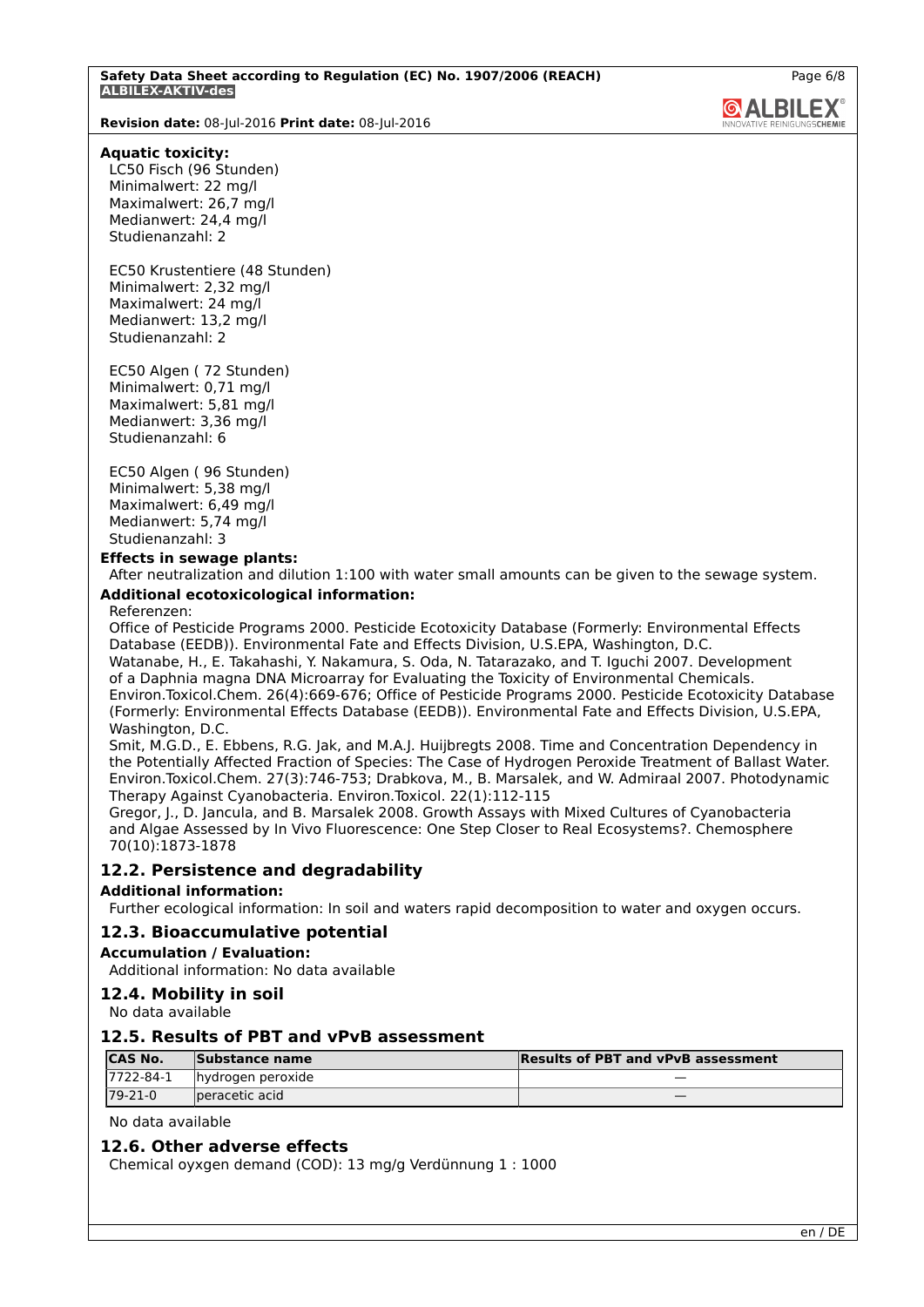**Aquatic toxicity:**

LC50 Fisch (96 Stunden)
Minimalwert: 22 mg/l
Maximalwert: 26,7 mg/l
Medianwert: 24,4 mg/l
Studienanzahl: 2

EC50 Krustentiere (48 Stunden)
Minimalwert: 2,32 mg/l
Maximalwert: 24 mg/l
Medianwert: 13,2 mg/l
Studienanzahl: 2

EC50 Algen ( 72 Stunden)
Minimalwert: 0,71 mg/l
Maximalwert: 5,81 mg/l
Medianwert: 3,36 mg/l
Studienanzahl: 6

EC50 Algen ( 96 Stunden)
Minimalwert: 5,38 mg/l
Maximalwert: 6,49 mg/l
Medianwert: 5,74 mg/l
Studienanzahl: 3

**Effects in sewage plants:**

After neutralization and dilution 1:100 with water small amounts can be given to the sewage system.

**Additional ecotoxicological information:**

Referenzen:
Office of Pesticide Programs 2000. Pesticide Ecotoxicity Database (Formerly: Environmental Effects Database (EEDB)). Environmental Fate and Effects Division, U.S.EPA, Washington, D.C.
Watanabe, H., E. Takahashi, Y. Nakamura, S. Oda, N. Tatarazako, and T. Iguchi 2007. Development of a Daphnia magna DNA Microarray for Evaluating the Toxicity of Environmental Chemicals. Environ.Toxicol.Chem. 26(4):669-676; Office of Pesticide Programs 2000. Pesticide Ecotoxicity Database (Formerly: Environmental Effects Database (EEDB)). Environmental Fate and Effects Division, U.S.EPA, Washington, D.C.
Smit, M.G.D., E. Ebbens, R.G. Jak, and M.A.J. Huijbregts 2008. Time and Concentration Dependency in the Potentially Affected Fraction of Species: The Case of Hydrogen Peroxide Treatment of Ballast Water. Environ.Toxicol.Chem. 27(3):746-753; Drabkova, M., B. Marsalek, and W. Admiraal 2007. Photodynamic Therapy Against Cyanobacteria. Environ.Toxicol. 22(1):112-115
Gregor, J., D. Jancula, and B. Marsalek 2008. Growth Assays with Mixed Cultures of Cyanobacteria and Algae Assessed by In Vivo Fluorescence: One Step Closer to Real Ecosystems?. Chemosphere 70(10):1873-1878

## 12.2. Persistence and degradability

**Additional information:**

Further ecological information: In soil and waters rapid decomposition to water and oxygen occurs.

## 12.3. Bioaccumulative potential

**Accumulation / Evaluation:**

Additional information: No data available

## 12.4. Mobility in soil

No data available

## 12.5. Results of PBT and vPvB assessment

| CAS No. | Substance name | Results of PBT and vPvB assessment |
|---|---|---|
| 7722-84-1 | hydrogen peroxide | — |
| 79-21-0 | peracetic acid | — |

No data available

## 12.6. Other adverse effects

Chemical oyxgen demand (COD): 13 mg/g Verdünnung 1 : 1000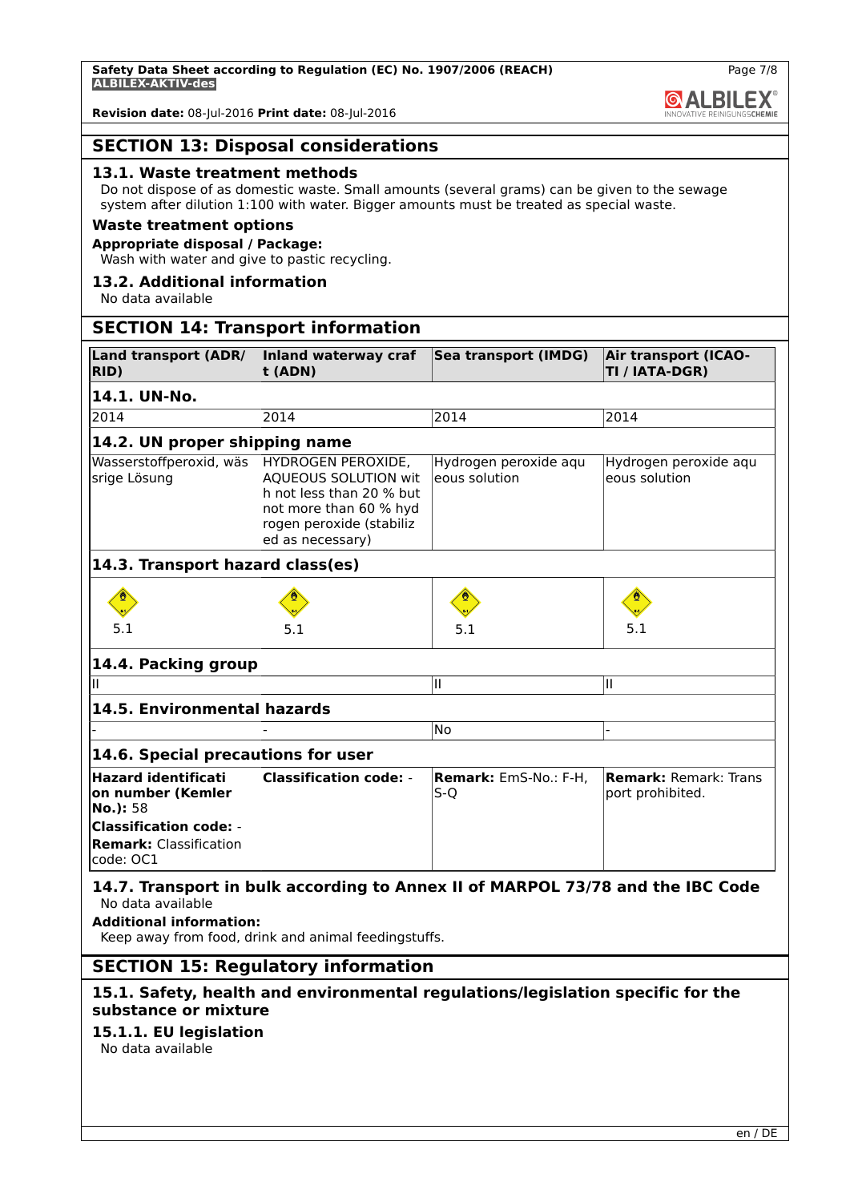## SECTION 13: Disposal considerations

### 13.1. Waste treatment methods

Do not dispose of as domestic waste. Small amounts (several grams) can be given to the sewage system after dilution 1:100 with water. Bigger amounts must be treated as special waste.

**Waste treatment options**

**Appropriate disposal / Package:**

Wash with water and give to pastic recycling.

### 13.2. Additional information

No data available

## SECTION 14: Transport information

| Land transport (ADR/RID) | Inland waterway craft (ADN) | Sea transport (IMDG) | Air transport (ICAO-TI / IATA-DGR) |
|---|---|---|---|
| **14.1. UN-No.** | | | |
| 2014 | 2014 | 2014 | 2014 |
| **14.2. UN proper shipping name** | | | |
| Wasserstoffperoxid, wässrige Lösung | HYDROGEN PEROXIDE, AQUEOUS SOLUTION with not less than 20 % but not more than 60 % hydrogen peroxide (stabilized as necessary) | Hydrogen peroxide aqueous solution | Hydrogen peroxide aqueous solution |
| **14.3. Transport hazard class(es)** | | | |
| 5.1 | 5.1 | 5.1 | 5.1 |
| **14.4. Packing group** | | | |
| II | | II | II |
| **14.5. Environmental hazards** | | | |
| - | - | No | - |
| **14.6. Special precautions for user** | | | |
| **Hazard identification number (Kemler No.):** 58<br>**Classification code:** -<br>**Remark:** Classification code: OC1 | **Classification code:** - | **Remark:** EmS-No.: F-H, S-Q | **Remark:** Remark: Transport prohibited. |

### 14.7. Transport in bulk according to Annex II of MARPOL 73/78 and the IBC Code

No data available

**Additional information:**

Keep away from food, drink and animal feedingstuffs.

## SECTION 15: Regulatory information

### 15.1. Safety, health and environmental regulations/legislation specific for the substance or mixture

### 15.1.1. EU legislation

No data available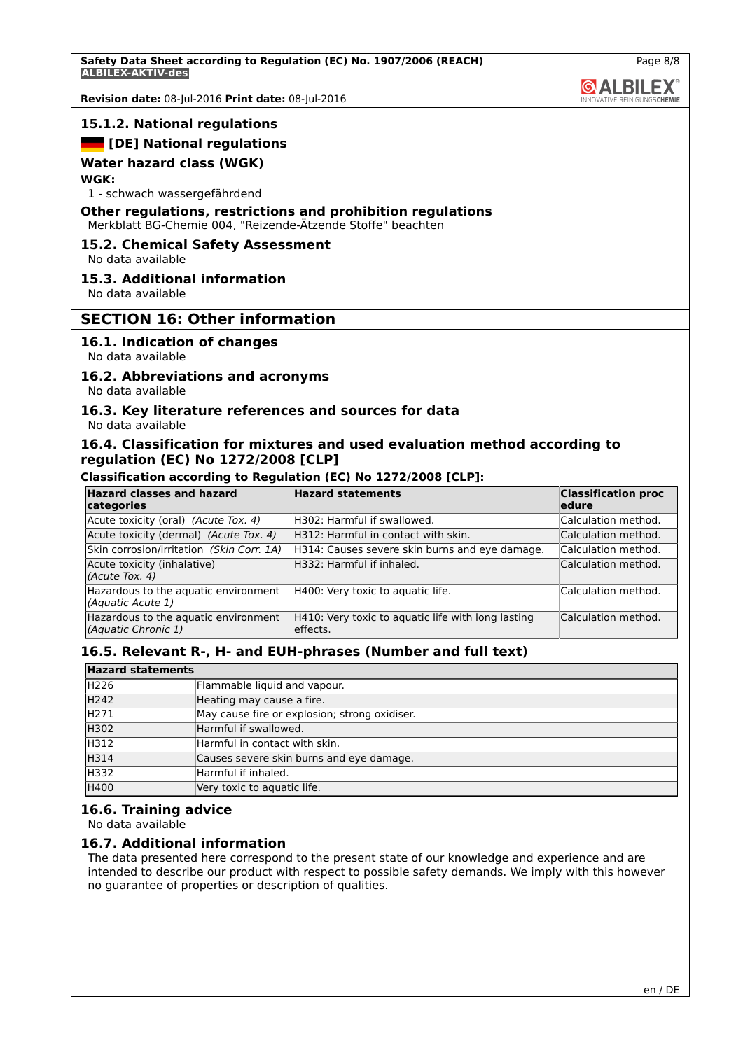### 15.1.2. National regulations

### [DE] National regulations

#### Water hazard class (WGK)

**WGK:**

1 - schwach wassergefährdend

#### Other regulations, restrictions and prohibition regulations

Merkblatt BG-Chemie 004, "Reizende-Ätzende Stoffe" beachten

### 15.2. Chemical Safety Assessment

No data available

### 15.3. Additional information

No data available

## SECTION 16: Other information

### 16.1. Indication of changes

No data available

### 16.2. Abbreviations and acronyms

No data available

### 16.3. Key literature references and sources for data

No data available

### 16.4. Classification for mixtures and used evaluation method according to regulation (EC) No 1272/2008 [CLP]

**Classification according to Regulation (EC) No 1272/2008 [CLP]:**

| Hazard classes and hazard categories | Hazard statements | Classification procedure |
|---|---|---|
| Acute toxicity (oral) *(Acute Tox. 4)* | H302: Harmful if swallowed. | Calculation method. |
| Acute toxicity (dermal) *(Acute Tox. 4)* | H312: Harmful in contact with skin. | Calculation method. |
| Skin corrosion/irritation *(Skin Corr. 1A)* | H314: Causes severe skin burns and eye damage. | Calculation method. |
| Acute toxicity (inhalative) *(Acute Tox. 4)* | H332: Harmful if inhaled. | Calculation method. |
| Hazardous to the aquatic environment *(Aquatic Acute 1)* | H400: Very toxic to aquatic life. | Calculation method. |
| Hazardous to the aquatic environment *(Aquatic Chronic 1)* | H410: Very toxic to aquatic life with long lasting effects. | Calculation method. |

### 16.5. Relevant R-, H- and EUH-phrases (Number and full text)

| Hazard statements | |
|---|---|
| H226 | Flammable liquid and vapour. |
| H242 | Heating may cause a fire. |
| H271 | May cause fire or explosion; strong oxidiser. |
| H302 | Harmful if swallowed. |
| H312 | Harmful in contact with skin. |
| H314 | Causes severe skin burns and eye damage. |
| H332 | Harmful if inhaled. |
| H400 | Very toxic to aquatic life. |

### 16.6. Training advice

No data available

### 16.7. Additional information

The data presented here correspond to the present state of our knowledge and experience and are intended to describe our product with respect to possible safety demands. We imply with this however no guarantee of properties or description of qualities.